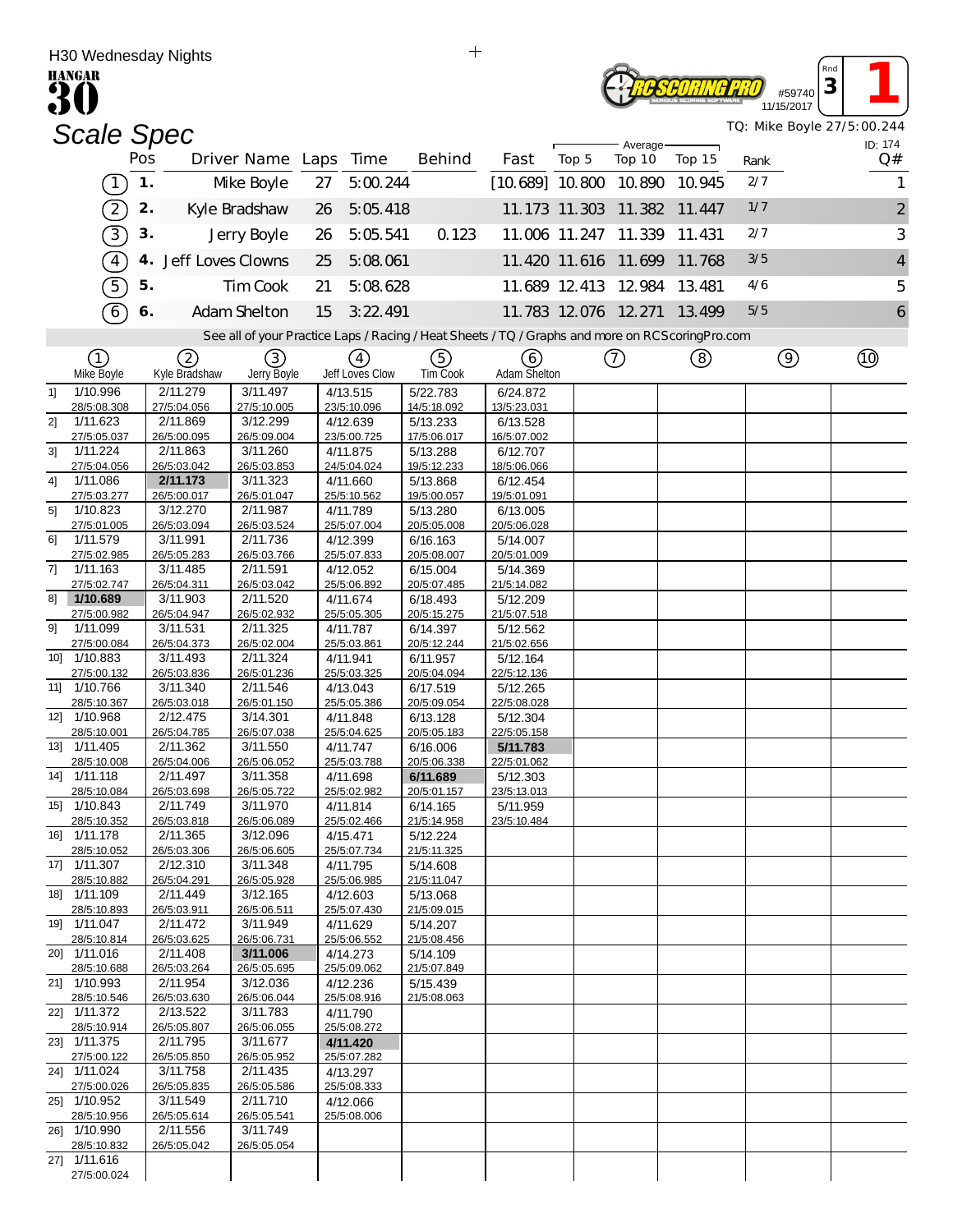H30 Wednesday Nights

HANGAR 30

RC SCORING PRO — #59740 — 11/15/2017 — Rnd 3 — 1

# Scale Spec

TQ: Mike Boyle 27/5:00.244

ID: 174

| | Pos | Driver Name | Laps | Time | Behind | Fast | Average Top 5 | Average Top 10 | Average Top 15 | Rank | Q# |
|---|---|---|---|---|---|---|---|---|---|---|---|
| 1 | 1. | Mike Boyle | 27 | 5:00.244 | | [10.689] | 10.800 | 10.890 | 10.945 | 2/7 | 1 |
| 2 | 2. | Kyle Bradshaw | 26 | 5:05.418 | | 11.173 | 11.303 | 11.382 | 11.447 | 1/7 | 2 |
| 3 | 3. | Jerry Boyle | 26 | 5:05.541 | 0.123 | 11.006 | 11.247 | 11.339 | 11.431 | 2/7 | 3 |
| 4 | 4. | Jeff Loves Clowns | 25 | 5:08.061 | | 11.420 | 11.616 | 11.699 | 11.768 | 3/5 | 4 |
| 5 | 5. | Tim Cook | 21 | 5:08.628 | | 11.689 | 12.413 | 12.984 | 13.481 | 4/6 | 5 |
| 6 | 6. | Adam Shelton | 15 | 3:22.491 | | 11.783 | 12.076 | 12.271 | 13.499 | 5/5 | 6 |

See all of your Practice Laps / Racing / Heat Sheets / TQ / Graphs and more on RCScoringPro.com

| Lap | 1 Mike Boyle | 2 Kyle Bradshaw | 3 Jerry Boyle | 4 Jeff Loves Clow | 5 Tim Cook | 6 Adam Shelton | 7 | 8 | 9 | 10 |
|---|---|---|---|---|---|---|---|---|---|---|
| 1] | 1/10.996 28/5:08.308 | 2/11.279 27/5:04.056 | 3/11.497 27/5:10.005 | 4/13.515 23/5:10.096 | 5/22.783 14/5:18.092 | 6/24.872 13/5:23.031 | | | | |
| 2] | 1/11.623 27/5:05.037 | 2/11.869 26/5:00.095 | 3/12.299 26/5:09.004 | 4/12.639 23/5:00.725 | 5/13.233 17/5:06.017 | 6/13.528 16/5:07.002 | | | | |
| 3] | 1/11.224 27/5:04.056 | 2/11.863 26/5:03.042 | 3/11.260 26/5:03.853 | 4/11.875 24/5:04.024 | 5/13.288 19/5:12.233 | 6/12.707 18/5:06.066 | | | | |
| 4] | 1/11.086 27/5:03.277 | 2/11.173 26/5:00.017 | 3/11.323 26/5:01.047 | 4/11.660 25/5:10.562 | 5/13.868 19/5:00.057 | 6/12.454 19/5:01.091 | | | | |
| 5] | 1/10.823 27/5:01.005 | 3/12.270 26/5:03.094 | 2/11.987 26/5:03.524 | 4/11.789 25/5:07.004 | 5/13.280 20/5:05.008 | 6/13.005 20/5:06.028 | | | | |
| 6] | 1/11.579 27/5:02.985 | 3/11.991 26/5:05.283 | 2/11.736 26/5:03.766 | 4/12.399 25/5:07.833 | 6/16.163 20/5:08.007 | 5/14.007 20/5:01.009 | | | | |
| 7] | 1/11.163 27/5:02.747 | 3/11.485 26/5:04.311 | 2/11.591 26/5:03.042 | 4/12.052 25/5:06.892 | 6/15.004 20/5:07.485 | 5/14.369 21/5:14.082 | | | | |
| 8] | 1/10.689 27/5:00.982 | 3/11.903 26/5:04.947 | 2/11.520 26/5:02.932 | 4/11.674 25/5:05.305 | 6/18.493 20/5:15.275 | 5/12.209 21/5:07.518 | | | | |
| 9] | 1/11.099 27/5:00.084 | 3/11.531 26/5:04.373 | 2/11.325 26/5:02.004 | 4/11.787 25/5:03.861 | 6/14.397 20/5:12.244 | 5/12.562 21/5:02.656 | | | | |
| 10] | 1/10.883 27/5:00.132 | 3/11.493 26/5:03.836 | 2/11.324 26/5:01.236 | 4/11.941 25/5:03.325 | 6/11.957 20/5:04.094 | 5/12.164 22/5:12.136 | | | | |
| 11] | 1/10.766 28/5:10.367 | 3/11.340 26/5:03.018 | 2/11.546 26/5:01.150 | 4/13.043 25/5:05.386 | 6/17.519 20/5:09.054 | 5/12.265 22/5:08.028 | | | | |
| 12] | 1/10.968 28/5:10.001 | 2/12.475 26/5:04.785 | 3/14.301 26/5:07.038 | 4/11.848 25/5:04.625 | 6/13.128 20/5:05.183 | 5/12.304 22/5:05.158 | | | | |
| 13] | 1/11.405 28/5:10.008 | 2/11.362 26/5:04.006 | 3/11.550 26/5:06.052 | 4/11.747 25/5:03.788 | 6/16.006 20/5:06.338 | 5/11.783 22/5:01.062 | | | | |
| 14] | 1/11.118 28/5:10.084 | 2/11.497 26/5:03.698 | 3/11.358 26/5:05.722 | 4/11.698 25/5:02.982 | 6/11.689 20/5:01.157 | 5/12.303 23/5:13.013 | | | | |
| 15] | 1/10.843 28/5:10.352 | 2/11.749 26/5:03.818 | 3/11.970 26/5:06.089 | 4/11.814 25/5:02.466 | 6/14.165 21/5:14.958 | 5/11.959 23/5:10.484 | | | | |
| 16] | 1/11.178 28/5:10.052 | 2/11.365 26/5:03.306 | 3/12.096 26/5:06.605 | 4/15.471 25/5:07.734 | 5/12.224 21/5:11.325 | | | | | |
| 17] | 1/11.307 28/5:10.882 | 2/12.310 26/5:04.291 | 3/11.348 26/5:05.928 | 4/11.795 25/5:06.985 | 5/14.608 21/5:11.047 | | | | | |
| 18] | 1/11.109 28/5:10.893 | 2/11.449 26/5:03.911 | 3/12.165 26/5:06.511 | 4/12.603 25/5:07.430 | 5/13.068 21/5:09.015 | | | | | |
| 19] | 1/11.047 28/5:10.814 | 2/11.472 26/5:03.625 | 3/11.949 26/5:06.731 | 4/11.629 25/5:06.552 | 5/14.207 21/5:08.456 | | | | | |
| 20] | 1/11.016 28/5:10.688 | 2/11.408 26/5:03.264 | 3/11.006 26/5:05.695 | 4/14.273 25/5:09.062 | 5/14.109 21/5:07.849 | | | | | |
| 21] | 1/10.993 28/5:10.546 | 2/11.954 26/5:03.630 | 3/12.036 26/5:06.044 | 4/12.236 25/5:08.916 | 5/15.439 21/5:08.063 | | | | | |
| 22] | 1/11.372 28/5:10.914 | 2/13.522 26/5:05.807 | 3/11.783 26/5:06.055 | 4/11.790 25/5:08.272 | | | | | | |
| 23] | 1/11.375 27/5:00.122 | 2/11.795 26/5:05.850 | 3/11.677 26/5:05.952 | 4/11.420 25/5:07.282 | | | | | | |
| 24] | 1/11.024 27/5:00.026 | 3/11.758 26/5:05.835 | 2/11.435 26/5:05.586 | 4/13.297 25/5:08.333 | | | | | | |
| 25] | 1/10.952 28/5:10.956 | 3/11.549 26/5:05.614 | 2/11.710 26/5:05.541 | 4/12.066 25/5:08.006 | | | | | | |
| 26] | 1/10.990 28/5:10.832 | 2/11.556 26/5:05.042 | 3/11.749 26/5:05.054 | | | | | | | |
| 27] | 1/11.616 27/5:00.024 | | | | | | | | | |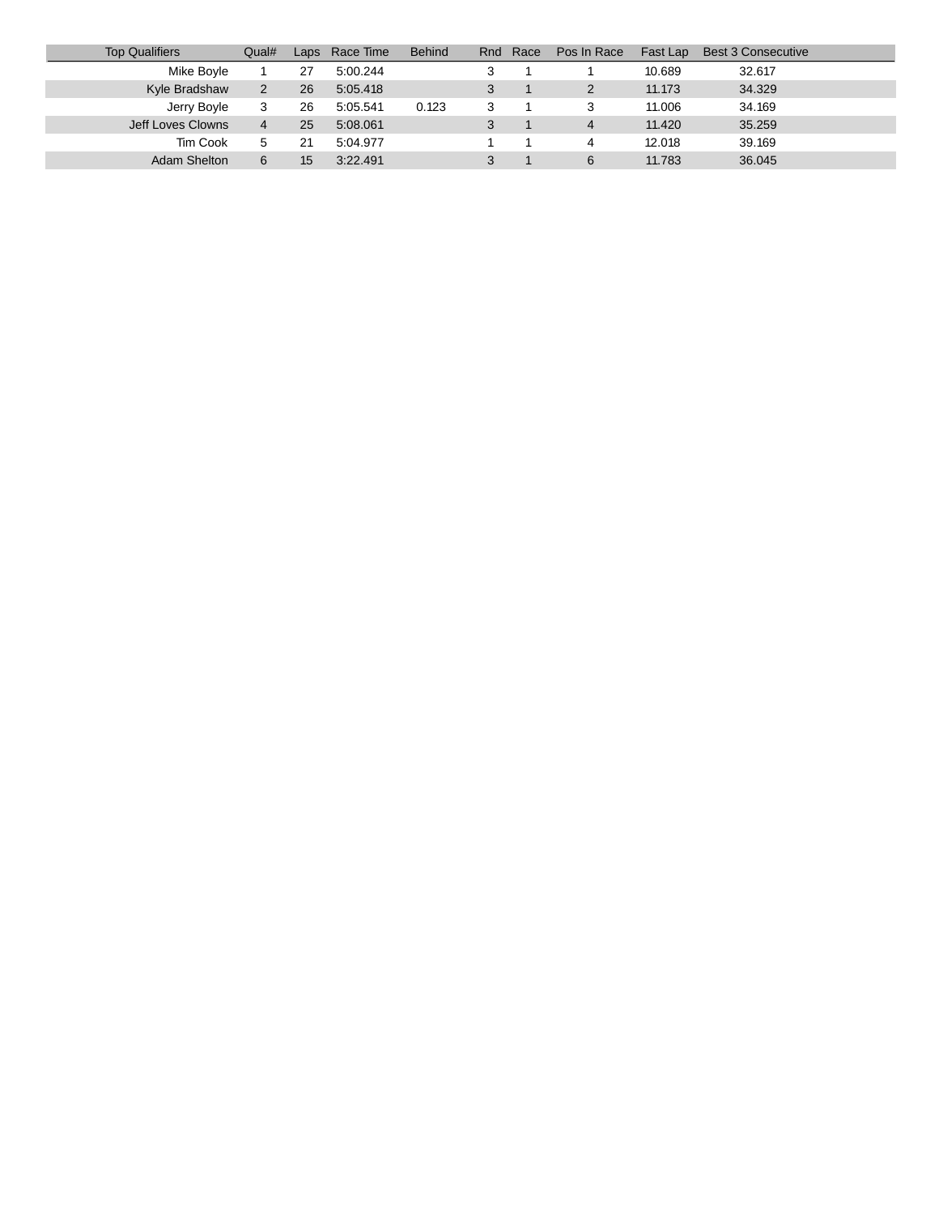| Top Qualifiers | Qual# | Laps | Race Time | Behind | Rnd | Race | Pos In Race | Fast Lap | Best 3 Consecutive |
|---|---|---|---|---|---|---|---|---|---|
| Mike Boyle | 1 | 27 | 5:00.244 | | 3 | 1 | 1 | 10.689 | 32.617 |
| Kyle Bradshaw | 2 | 26 | 5:05.418 | | 3 | 1 | 2 | 11.173 | 34.329 |
| Jerry Boyle | 3 | 26 | 5:05.541 | 0.123 | 3 | 1 | 3 | 11.006 | 34.169 |
| Jeff Loves Clowns | 4 | 25 | 5:08.061 | | 3 | 1 | 4 | 11.420 | 35.259 |
| Tim Cook | 5 | 21 | 5:04.977 | | 1 | 1 | 4 | 12.018 | 39.169 |
| Adam Shelton | 6 | 15 | 3:22.491 | | 3 | 1 | 6 | 11.783 | 36.045 |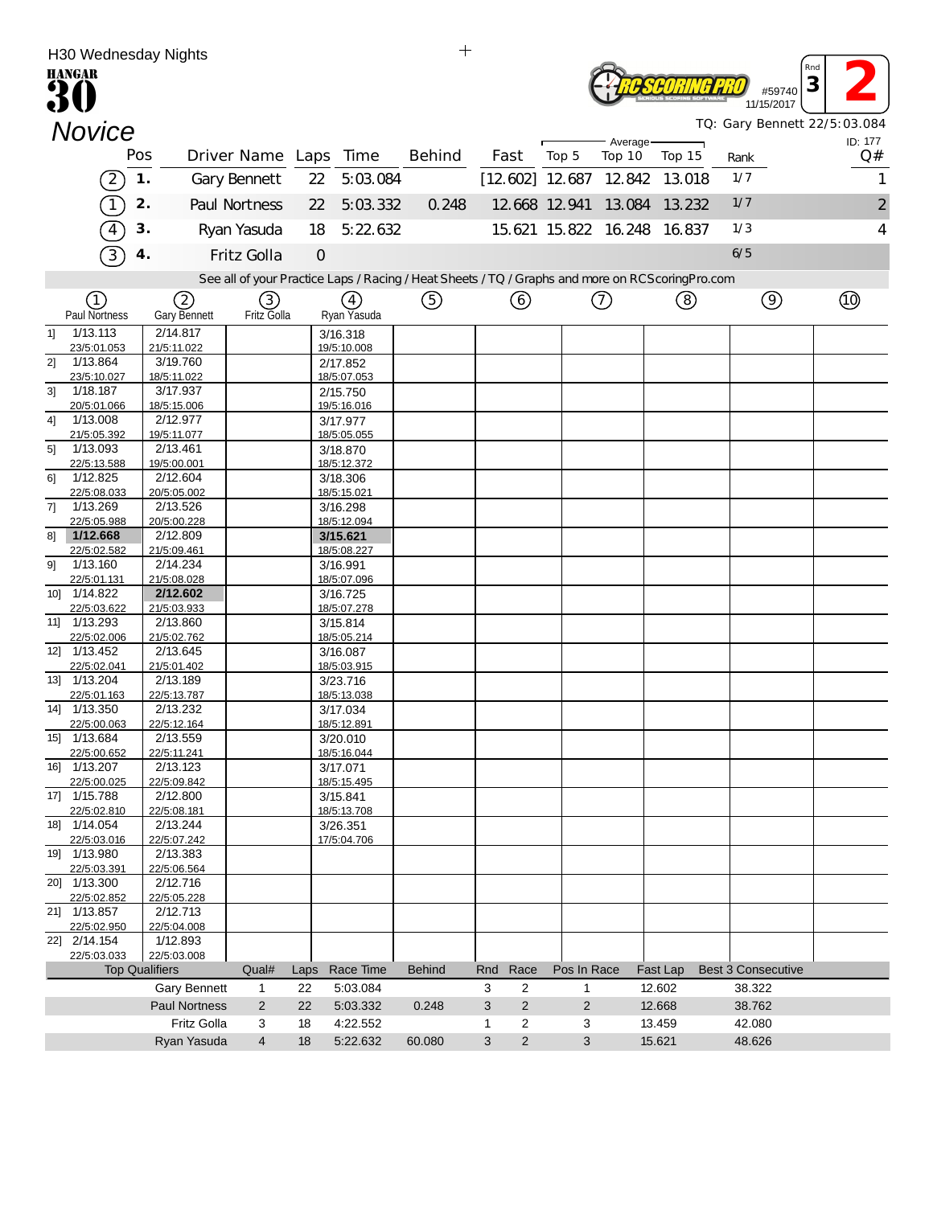H30 Wednesday Nights

HANGAR 30

RC SCORING PRO #59740 11/15/2017 Rnd 3 **2**

# Novice

TQ: Gary Bennett 22/5:03.084

ID: 177

| | Pos | Driver Name | Laps | Time | Behind | Fast | Average Top 5 | Top 10 | Top 15 | Rank | Q# |
|---|---|---|---|---|---|---|---|---|---|---|---|
| (2) | 1. | Gary Bennett | 22 | 5:03.084 | | [12.602] | 12.687 | 12.842 | 13.018 | 1/7 | 1 |
| (1) | 2. | Paul Nortness | 22 | 5:03.332 | 0.248 | 12.668 | 12.941 | 13.084 | 13.232 | 1/7 | 2 |
| (4) | 3. | Ryan Yasuda | 18 | 5:22.632 | | 15.621 | 15.822 | 16.248 | 16.837 | 1/3 | 4 |
| (3) | 4. | Fritz Golla | 0 | | | | | | | 6/5 | |

See all of your Practice Laps / Racing / Heat Sheets / TQ / Graphs and more on RCScoringPro.com

| | (1) Paul Nortness | (2) Gary Bennett | (3) Fritz Golla | (4) Ryan Yasuda | (5) | (6) | (7) | (8) | (9) | (10) |
|---|---|---|---|---|---|---|---|---|---|---|
| 1] | 1/13.113 23/5:01.053 | 2/14.817 21/5:11.022 | | 3/16.318 19/5:10.008 | | | | | | |
| 2] | 1/13.864 23/5:10.027 | 3/19.760 18/5:11.022 | | 2/17.852 18/5:07.053 | | | | | | |
| 3] | 1/18.187 20/5:01.066 | 3/17.937 18/5:15.006 | | 2/15.750 19/5:16.016 | | | | | | |
| 4] | 1/13.008 21/5:05.392 | 2/12.977 19/5:11.077 | | 3/17.977 18/5:05.055 | | | | | | |
| 5] | 1/13.093 22/5:13.588 | 2/13.461 19/5:00.001 | | 3/18.870 18/5:12.372 | | | | | | |
| 6] | 1/12.825 22/5:08.033 | 2/12.604 20/5:05.002 | | 3/18.306 18/5:15.021 | | | | | | |
| 7] | 1/13.269 22/5:05.988 | 2/13.526 20/5:00.228 | | 3/16.298 18/5:12.094 | | | | | | |
| 8] | **1/12.668** 22/5:02.582 | 2/12.809 21/5:09.461 | | **3/15.621** 18/5:08.227 | | | | | | |
| 9] | 1/13.160 22/5:01.131 | 2/14.234 21/5:08.028 | | 3/16.991 18/5:07.096 | | | | | | |
| 10] | 1/14.822 22/5:03.622 | **2/12.602** 21/5:03.933 | | 3/16.725 18/5:07.278 | | | | | | |
| 11] | 1/13.293 22/5:02.006 | 2/13.860 21/5:02.762 | | 3/15.814 18/5:05.214 | | | | | | |
| 12] | 1/13.452 22/5:02.041 | 2/13.645 21/5:01.402 | | 3/16.087 18/5:03.915 | | | | | | |
| 13] | 1/13.204 22/5:01.163 | 2/13.189 22/5:13.787 | | 3/23.716 18/5:13.038 | | | | | | |
| 14] | 1/13.350 22/5:00.063 | 2/13.232 22/5:12.164 | | 3/17.034 18/5:12.891 | | | | | | |
| 15] | 1/13.684 22/5:00.652 | 2/13.559 22/5:11.241 | | 3/20.010 18/5:16.044 | | | | | | |
| 16] | 1/13.207 22/5:00.025 | 2/13.123 22/5:09.842 | | 3/17.071 18/5:15.495 | | | | | | |
| 17] | 1/15.788 22/5:02.810 | 2/12.800 22/5:08.181 | | 3/15.841 18/5:13.708 | | | | | | |
| 18] | 1/14.054 22/5:03.016 | 2/13.244 22/5:07.242 | | 3/26.351 17/5:04.706 | | | | | | |
| 19] | 1/13.980 22/5:03.391 | 2/13.383 22/5:06.564 | | | | | | | | |
| 20] | 1/13.300 22/5:02.852 | 2/12.716 22/5:05.228 | | | | | | | | |
| 21] | 1/13.857 22/5:02.950 | 2/12.713 22/5:04.008 | | | | | | | | |
| 22] | 2/14.154 22/5:03.033 | 1/12.893 22/5:03.008 | | | | | | | | |

| Top Qualifiers | Qual# | Laps | Race Time | Behind | Rnd | Race | Pos In Race | Fast Lap | Best 3 Consecutive |
|---|---|---|---|---|---|---|---|---|---|
| Gary Bennett | 1 | 22 | 5:03.084 | | 3 | 2 | 1 | 12.602 | 38.322 |
| Paul Nortness | 2 | 22 | 5:03.332 | 0.248 | 3 | 2 | 2 | 12.668 | 38.762 |
| Fritz Golla | 3 | 18 | 4:22.552 | | 1 | 2 | 3 | 13.459 | 42.080 |
| Ryan Yasuda | 4 | 18 | 5:22.632 | 60.080 | 3 | 2 | 3 | 15.621 | 48.626 |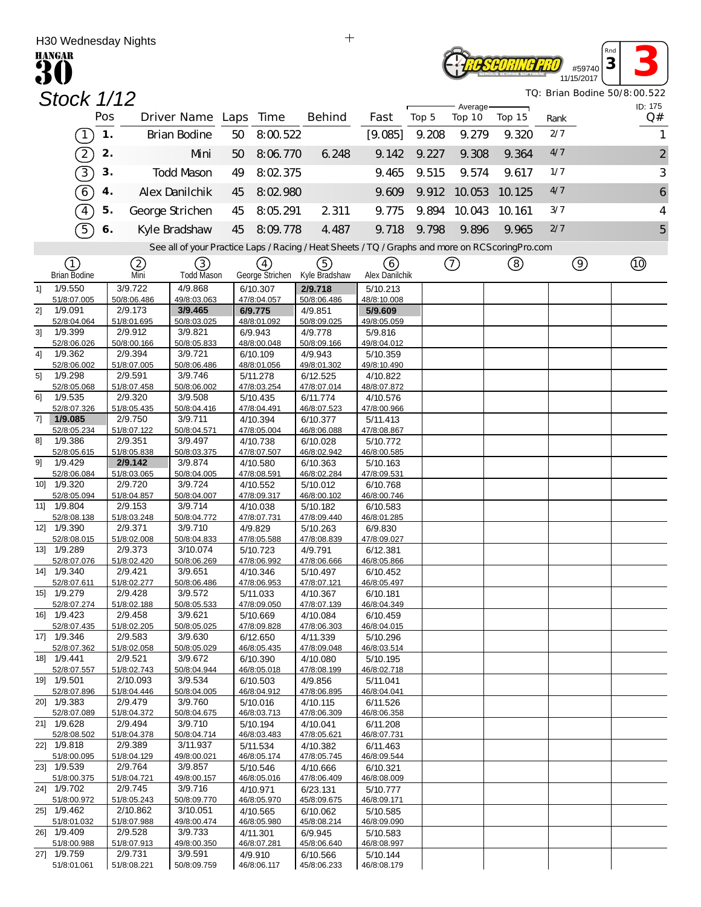H30 Wednesday Nights

HANGAR 30

RC SCORING PRO #59740 11/15/2017 Rnd 3 **3**

# Stock 1/12

TQ: Brian Bodine 50/8:00.522

ID: 175

| | Pos | Driver Name | Laps | Time | Behind | Fast | Top 5 | Average Top 10 | Top 15 | Rank | Q# |
|---|---|---|---|---|---|---|---|---|---|---|---|
| (1) | 1. | Brian Bodine | 50 | 8:00.522 | | [9.085] | 9.208 | 9.279 | 9.320 | 2/7 | 1 |
| (2) | 2. | Mini | 50 | 8:06.770 | 6.248 | 9.142 | 9.227 | 9.308 | 9.364 | 4/7 | 2 |
| (3) | 3. | Todd Mason | 49 | 8:02.375 | | 9.465 | 9.515 | 9.574 | 9.617 | 1/7 | 3 |
| (6) | 4. | Alex Danilchik | 45 | 8:02.980 | | 9.609 | 9.912 | 10.053 | 10.125 | 4/7 | 6 |
| (4) | 5. | George Strichen | 45 | 8:05.291 | 2.311 | 9.775 | 9.894 | 10.043 | 10.161 | 3/7 | 4 |
| (5) | 6. | Kyle Bradshaw | 45 | 8:09.778 | 4.487 | 9.718 | 9.798 | 9.896 | 9.965 | 2/7 | 5 |

See all of your Practice Laps / Racing / Heat Sheets / TQ / Graphs and more on RCScoringPro.com

| | (1) Brian Bodine | (2) Mini | (3) Todd Mason | (4) George Strichen | (5) Kyle Bradshaw | (6) Alex Danilchik | (7) | (8) | (9) | (10) |
|---|---|---|---|---|---|---|---|---|---|---|
| 1] | 1/9.550 51/8:07.005 | 3/9.722 50/8:06.486 | 4/9.868 49/8:03.063 | 6/10.307 47/8:04.057 | **2/9.718** 50/8:06.486 | 5/10.213 48/8:10.008 | | | | |
| 2] | 1/9.091 52/8:04.064 | 2/9.173 51/8:01.695 | **3/9.465** 50/8:03.025 | **6/9.775** 48/8:01.092 | 4/9.851 50/8:09.025 | **5/9.609** 49/8:05.059 | | | | |
| 3] | 1/9.399 52/8:06.026 | 2/9.912 50/8:00.166 | 3/9.821 50/8:05.833 | 6/9.943 48/8:00.048 | 4/9.778 50/8:09.166 | 5/9.816 49/8:04.012 | | | | |
| 4] | 1/9.362 52/8:06.002 | 2/9.394 51/8:07.005 | 3/9.721 50/8:06.486 | 6/10.109 48/8:01.056 | 4/9.943 49/8:01.302 | 5/10.359 49/8:10.490 | | | | |
| 5] | 1/9.298 52/8:05.068 | 2/9.591 51/8:07.458 | 3/9.746 50/8:06.002 | 5/11.278 47/8:03.254 | 6/12.525 47/8:07.014 | 4/10.822 48/8:07.872 | | | | |
| 6] | 1/9.535 52/8:07.326 | 2/9.320 51/8:05.435 | 3/9.508 50/8:04.416 | 5/10.435 47/8:04.491 | 6/11.774 46/8:07.523 | 4/10.576 47/8:00.966 | | | | |
| 7] | **1/9.085** 52/8:05.234 | 2/9.750 51/8:07.122 | 3/9.711 50/8:04.571 | 4/10.394 47/8:05.004 | 6/10.377 46/8:06.088 | 5/11.413 47/8:08.867 | | | | |
| 8] | 1/9.386 52/8:05.615 | 2/9.351 51/8:05.838 | 3/9.497 50/8:03.375 | 4/10.738 47/8:07.507 | 6/10.028 46/8:02.942 | 5/10.772 46/8:00.585 | | | | |
| 9] | 1/9.429 52/8:06.084 | **2/9.142** 51/8:03.065 | 3/9.874 50/8:04.005 | 4/10.580 47/8:08.591 | 6/10.363 46/8:02.284 | 5/10.163 47/8:09.531 | | | | |
| 10] | 1/9.320 52/8:05.094 | 2/9.720 51/8:04.857 | 3/9.724 50/8:04.007 | 4/10.552 47/8:09.317 | 5/10.012 46/8:00.102 | 6/10.768 46/8:00.746 | | | | |
| 11] | 1/9.804 52/8:08.138 | 2/9.153 51/8:03.248 | 3/9.714 50/8:04.772 | 4/10.038 47/8:07.731 | 5/10.182 47/8:09.440 | 6/10.583 46/8:01.285 | | | | |
| 12] | 1/9.390 52/8:08.015 | 2/9.371 51/8:02.008 | 3/9.710 50/8:04.833 | 4/9.829 47/8:05.588 | 5/10.263 47/8:08.839 | 6/9.830 47/8:09.027 | | | | |
| 13] | 1/9.289 52/8:07.076 | 2/9.373 51/8:02.420 | 3/10.074 50/8:06.269 | 5/10.723 47/8:06.992 | 4/9.791 47/8:06.666 | 6/12.381 46/8:05.866 | | | | |
| 14] | 1/9.340 52/8:07.611 | 2/9.421 51/8:02.277 | 3/9.651 50/8:06.486 | 4/10.346 47/8:06.953 | 5/10.497 47/8:07.121 | 6/10.452 46/8:05.497 | | | | |
| 15] | 1/9.279 52/8:07.274 | 2/9.428 51/8:02.188 | 3/9.572 50/8:05.533 | 5/11.033 47/8:09.050 | 4/10.367 47/8:07.139 | 6/10.181 46/8:04.349 | | | | |
| 16] | 1/9.423 52/8:07.435 | 2/9.458 51/8:02.205 | 3/9.621 50/8:05.025 | 5/10.669 47/8:09.828 | 4/10.084 47/8:06.303 | 6/10.459 46/8:04.015 | | | | |
| 17] | 1/9.346 52/8:07.362 | 2/9.583 51/8:02.058 | 3/9.630 50/8:05.029 | 6/12.650 46/8:05.435 | 4/11.339 47/8:09.048 | 5/10.296 46/8:03.514 | | | | |
| 18] | 1/9.441 52/8:07.557 | 2/9.521 51/8:02.743 | 3/9.672 50/8:04.944 | 6/10.390 46/8:05.018 | 4/10.080 47/8:08.199 | 5/10.195 46/8:02.718 | | | | |
| 19] | 1/9.501 52/8:07.896 | 2/10.093 51/8:04.446 | 3/9.534 50/8:04.005 | 6/10.503 46/8:04.912 | 4/9.856 47/8:06.895 | 5/11.041 46/8:04.041 | | | | |
| 20] | 1/9.383 52/8:07.089 | 2/9.479 51/8:04.372 | 3/9.760 50/8:04.675 | 5/10.016 46/8:03.713 | 4/10.115 47/8:06.309 | 6/11.526 46/8:06.358 | | | | |
| 21] | 1/9.628 52/8:08.502 | 2/9.494 51/8:04.378 | 3/9.710 50/8:04.714 | 5/10.194 46/8:03.483 | 4/10.041 47/8:05.621 | 6/11.208 46/8:07.731 | | | | |
| 22] | 1/9.818 51/8:00.095 | 2/9.389 51/8:04.129 | 3/11.937 49/8:00.021 | 5/11.534 46/8:05.174 | 4/10.382 47/8:05.745 | 6/11.463 46/8:09.544 | | | | |
| 23] | 1/9.539 51/8:00.375 | 2/9.764 51/8:04.721 | 3/9.857 49/8:00.157 | 5/10.546 46/8:05.016 | 4/10.666 47/8:06.409 | 6/10.321 46/8:08.009 | | | | |
| 24] | 1/9.702 51/8:00.972 | 2/9.745 51/8:05.243 | 3/9.716 50/8:09.770 | 4/10.971 46/8:05.970 | 6/23.131 45/8:09.675 | 5/10.777 46/8:09.171 | | | | |
| 25] | 1/9.462 51/8:01.032 | 2/10.862 51/8:07.988 | 3/10.051 49/8:00.474 | 4/10.565 46/8:05.980 | 6/10.062 45/8:08.214 | 5/10.585 46/8:09.090 | | | | |
| 26] | 1/9.409 51/8:00.988 | 2/9.528 51/8:07.913 | 3/9.733 49/8:00.350 | 4/11.301 46/8:07.281 | 6/9.945 45/8:06.640 | 5/10.583 46/8:08.997 | | | | |
| 27] | 1/9.759 51/8:01.061 | 2/9.731 51/8:08.221 | 3/9.591 50/8:09.759 | 4/9.910 46/8:06.117 | 6/10.566 45/8:06.233 | 5/10.144 46/8:08.179 | | | | |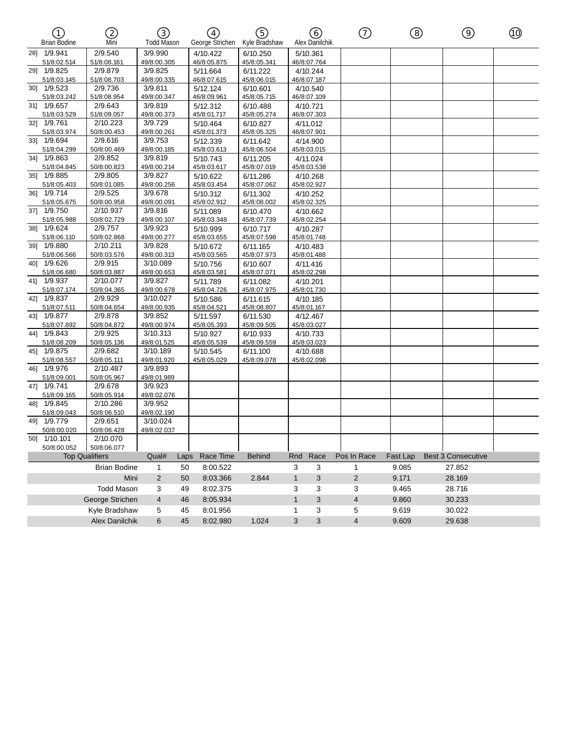| | ① Brian Bodine | ② Mini | ③ Todd Mason | ④ George Strichen | ⑤ Kyle Bradshaw | ⑥ Alex Danilchik | ⑦ | ⑧ | ⑨ | ⑩ |
|---|---|---|---|---|---|---|---|---|---|---|
| 28] | 1/9.941 51/8:02.514 | 2/9.540 51/8:08.161 | 3/9.990 49/8:00.305 | 4/10.422 46/8:05.875 | 6/10.250 45/8:05.341 | 5/10.361 46/8:07.764 | | | | |
| 29] | 1/9.825 51/8:03.145 | 2/9.879 51/8:08.703 | 3/9.825 49/8:00.335 | 5/11.664 46/8:07.615 | 6/11.222 45/8:06.015 | 4/10.244 46/8:07.187 | | | | |
| 30] | 1/9.523 51/8:03.242 | 2/9.736 51/8:08.954 | 3/9.811 49/8:00.347 | 5/12.124 46/8:09.961 | 6/10.601 45/8:05.715 | 4/10.540 46/8:07.109 | | | | |
| 31] | 1/9.657 51/8:03.529 | 2/9.643 51/8:09.057 | 3/9.819 49/8:00.373 | 5/12.312 45/8:01.717 | 6/10.488 45/8:05.274 | 4/10.721 46/8:07.303 | | | | |
| 32] | 1/9.761 51/8:03.974 | 2/10.223 50/8:00.453 | 3/9.729 49/8:00.261 | 5/10.464 45/8:01.373 | 6/10.827 45/8:05.325 | 4/11.012 46/8:07.901 | | | | |
| 33] | 1/9.694 51/8:04.299 | 2/9.616 50/8:00.469 | 3/9.753 49/8:00.185 | 5/12.339 45/8:03.613 | 6/11.642 45/8:06.504 | 4/14.900 45/8:03.015 | | | | |
| 34] | 1/9.863 51/8:04.845 | 2/9.852 50/8:00.823 | 3/9.819 49/8:00.214 | 5/10.743 45/8:03.617 | 6/11.205 45/8:07.019 | 4/11.024 45/8:03.538 | | | | |
| 35] | 1/9.885 51/8:05.403 | 2/9.805 50/8:01.085 | 3/9.827 49/8:00.256 | 5/10.622 45/8:03.454 | 6/11.286 45/8:07.062 | 4/10.268 45/8:02.927 | | | | |
| 36] | 1/9.714 51/8:05.675 | 2/9.525 50/8:00.958 | 3/9.678 49/8:00.091 | 5/10.312 45/8:02.912 | 6/11.302 45/8:08.002 | 4/10.252 45/8:02.325 | | | | |
| 37] | 1/9.750 51/8:05.988 | 2/10.937 50/8:02.729 | 3/9.816 49/8:00.107 | 5/11.089 45/8:03.348 | 6/10.470 45/8:07.739 | 4/10.662 45/8:02.254 | | | | |
| 38] | 1/9.624 51/8:06.110 | 2/9.757 50/8:02.868 | 3/9.923 49/8:00.277 | 5/10.999 45/8:03.655 | 6/10.717 45/8:07.598 | 4/10.287 45/8:01.748 | | | | |
| 39] | 1/9.880 51/8:06.566 | 2/10.211 50/8:03.576 | 3/9.828 49/8:00.313 | 5/10.672 45/8:03.565 | 6/11.165 45/8:07.973 | 4/10.483 45/8:01.488 | | | | |
| 40] | 1/9.626 51/8:06.680 | 2/9.915 50/8:03.887 | 3/10.089 49/8:00.653 | 5/10.756 45/8:03.581 | 6/10.607 45/8:07.071 | 4/11.416 45/8:02.298 | | | | |
| 41] | 1/9.937 51/8:07.174 | 2/10.077 50/8:04.365 | 3/9.827 49/8:00.678 | 5/11.789 45/8:04.726 | 6/11.082 45/8:07.975 | 4/10.201 45/8:01.730 | | | | |
| 42] | 1/9.837 51/8:07.511 | 2/9.929 50/8:04.654 | 3/10.027 49/8:00.935 | 5/10.586 45/8:04.521 | 6/11.615 45/8:08.807 | 4/10.185 45/8:01.167 | | | | |
| 43] | 1/9.877 51/8:07.892 | 2/9.878 50/8:04.872 | 3/9.852 49/8:00.974 | 5/11.597 45/8:05.393 | 6/11.530 45/8:09.505 | 4/12.467 45/8:03.027 | | | | |
| 44] | 1/9.843 51/8:08.209 | 2/9.925 50/8:05.136 | 3/10.313 49/8:01.525 | 5/10.927 45/8:05.539 | 6/10.933 45/8:09.559 | 4/10.733 45/8:03.023 | | | | |
| 45] | 1/9.875 51/8:08.557 | 2/9.682 50/8:05.111 | 3/10.189 49/8:01.920 | 5/10.545 45/8:05.029 | 6/11.100 45/8:09.078 | 4/10.688 45/8:02.098 | | | | |
| 46] | 1/9.976 51/8:09.001 | 2/10.487 50/8:05.967 | 3/9.893 49/8:01.989 | | | | | | | |
| 47] | 1/9.741 51/8:09.165 | 2/9.678 50/8:05.914 | 3/9.923 49/8:02.076 | | | | | | | |
| 48] | 1/9.845 51/8:09.043 | 2/10.286 50/8:06.510 | 3/9.952 49/8:02.190 | | | | | | | |
| 49] | 1/9.779 50/8:00.020 | 2/9.651 50/8:06.428 | 3/10.024 49/8:02.037 | | | | | | | |
| 50] | 1/10.101 50/8:00.052 | 2/10.070 50/8:06.077 | | | | | | | | |

| Top Qualifiers | Qual# | Laps | Race Time | Behind | Rnd | Race | Pos In Race | Fast Lap | Best 3 Consecutive |
|---|---|---|---|---|---|---|---|---|---|
| Brian Bodine | 1 | 50 | 8:00.522 | | 3 | 3 | 1 | 9.085 | 27.852 |
| Mini | 2 | 50 | 8:03.366 | 2.844 | 1 | 3 | 2 | 9.171 | 28.169 |
| Todd Mason | 3 | 49 | 8:02.375 | | 3 | 3 | 3 | 9.465 | 28.716 |
| George Strichen | 4 | 46 | 8:05.934 | | 1 | 3 | 4 | 9.860 | 30.233 |
| Kyle Bradshaw | 5 | 45 | 8:01.956 | | 1 | 3 | 5 | 9.619 | 30.022 |
| Alex Danilchik | 6 | 45 | 8:02.980 | 1.024 | 3 | 3 | 4 | 9.609 | 29.638 |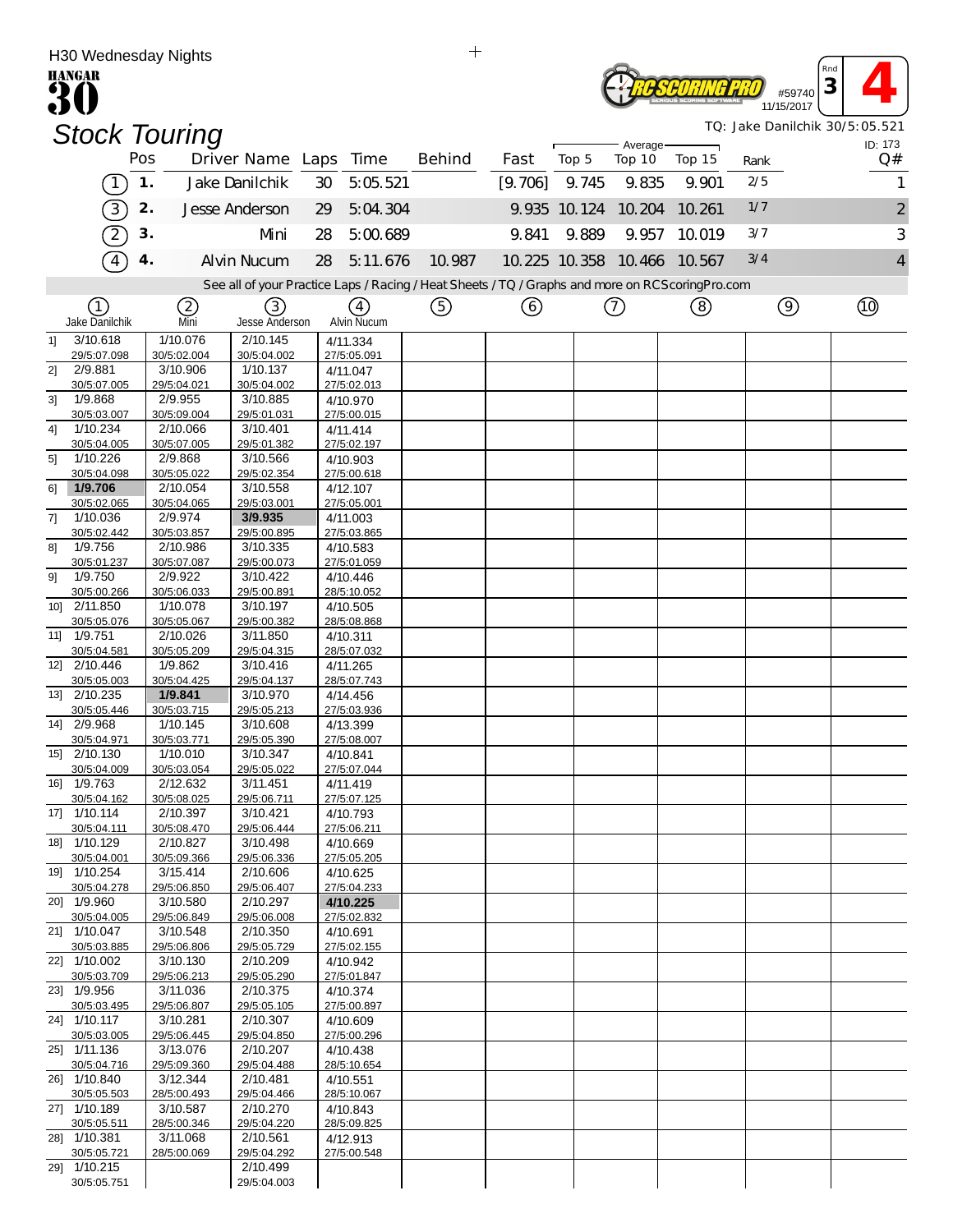H30 Wednesday Nights

HANGAR 30

#59740 11/15/2017 Rnd 3 **4**

# Stock Touring

TQ: Jake Danilchik 30/5:05.521

ID: 173

| | Pos | Driver Name | Laps | Time | Behind | Fast | Average Top 5 | Average Top 10 | Average Top 15 | Rank | Q# |
|---|---|---|---|---|---|---|---|---|---|---|---|
| (1) | 1. | Jake Danilchik | 30 | 5:05.521 | | [9.706] | 9.745 | 9.835 | 9.901 | 2/5 | 1 |
| (3) | 2. | Jesse Anderson | 29 | 5:04.304 | | 9.935 | 10.124 | 10.204 | 10.261 | 1/7 | 2 |
| (2) | 3. | Mini | 28 | 5:00.689 | | 9.841 | 9.889 | 9.957 | 10.019 | 3/7 | 3 |
| (4) | 4. | Alvin Nucum | 28 | 5:11.676 | 10.987 | 10.225 | 10.358 | 10.466 | 10.567 | 3/4 | 4 |

See all of your Practice Laps / Racing / Heat Sheets / TQ / Graphs and more on RCScoringPro.com

| Lap | (1) Jake Danilchik | (2) Mini | (3) Jesse Anderson | (4) Alvin Nucum | (5) | (6) | (7) | (8) | (9) | (10) |
|---|---|---|---|---|---|---|---|---|---|---|
| 1] | 3/10.618 29/5:07.098 | 1/10.076 30/5:02.004 | 2/10.145 30/5:04.002 | 4/11.334 27/5:05.091 | | | | | | |
| 2] | 2/9.881 30/5:07.005 | 3/10.906 29/5:04.021 | 1/10.137 30/5:04.002 | 4/11.047 27/5:02.013 | | | | | | |
| 3] | 1/9.868 30/5:03.007 | 2/9.955 30/5:09.004 | 3/10.885 29/5:01.031 | 4/10.970 27/5:00.015 | | | | | | |
| 4] | 1/10.234 30/5:04.005 | 2/10.066 30/5:07.005 | 3/10.401 29/5:01.382 | 4/11.414 27/5:02.197 | | | | | | |
| 5] | 1/10.226 30/5:04.098 | 2/9.868 30/5:05.022 | 3/10.566 29/5:02.354 | 4/10.903 27/5:00.618 | | | | | | |
| 6] | **1/9.706** 30/5:02.065 | 2/10.054 30/5:04.065 | 3/10.558 29/5:03.001 | 4/12.107 27/5:05.001 | | | | | | |
| 7] | 1/10.036 30/5:02.442 | 2/9.974 30/5:03.857 | **3/9.935** 29/5:00.895 | 4/11.003 27/5:03.865 | | | | | | |
| 8] | 1/9.756 30/5:01.237 | 2/10.986 30/5:07.087 | 3/10.335 29/5:00.073 | 4/10.583 27/5:01.059 | | | | | | |
| 9] | 1/9.750 30/5:00.266 | 2/9.922 30/5:06.033 | 3/10.422 29/5:00.891 | 4/10.446 28/5:10.052 | | | | | | |
| 10] | 2/11.850 30/5:05.076 | 1/10.078 30/5:05.067 | 3/10.197 29/5:00.382 | 4/10.505 28/5:08.868 | | | | | | |
| 11] | 1/9.751 30/5:04.581 | 2/10.026 30/5:05.209 | 3/11.850 29/5:04.315 | 4/10.311 28/5:07.032 | | | | | | |
| 12] | 2/10.446 30/5:05.003 | 1/9.862 30/5:04.425 | 3/10.416 29/5:04.137 | 4/11.265 28/5:07.743 | | | | | | |
| 13] | 2/10.235 30/5:05.446 | **1/9.841** 30/5:03.715 | 3/10.970 29/5:05.213 | 4/14.456 27/5:03.936 | | | | | | |
| 14] | 2/9.968 30/5:04.971 | 1/10.145 30/5:03.771 | 3/10.608 29/5:05.390 | 4/13.399 27/5:08.007 | | | | | | |
| 15] | 2/10.130 30/5:04.009 | 1/10.010 30/5:03.054 | 3/10.347 29/5:05.022 | 4/10.841 27/5:07.044 | | | | | | |
| 16] | 1/9.763 30/5:04.162 | 2/12.632 30/5:08.025 | 3/11.451 29/5:06.711 | 4/11.419 27/5:07.125 | | | | | | |
| 17] | 1/10.114 30/5:04.111 | 2/10.397 30/5:08.470 | 3/10.421 29/5:06.444 | 4/10.793 27/5:06.211 | | | | | | |
| 18] | 1/10.129 30/5:04.001 | 2/10.827 30/5:09.366 | 3/10.498 29/5:06.336 | 4/10.669 27/5:05.205 | | | | | | |
| 19] | 1/10.254 30/5:04.278 | 3/15.414 29/5:06.850 | 2/10.606 29/5:06.407 | 4/10.625 27/5:04.233 | | | | | | |
| 20] | 1/9.960 30/5:04.005 | 3/10.580 29/5:06.849 | 2/10.297 29/5:06.008 | **4/10.225** 27/5:02.832 | | | | | | |
| 21] | 1/10.047 30/5:03.885 | 3/10.548 29/5:06.806 | 2/10.350 29/5:05.729 | 4/10.691 27/5:02.155 | | | | | | |
| 22] | 1/10.002 30/5:03.709 | 3/10.130 29/5:06.213 | 2/10.209 29/5:05.290 | 4/10.942 27/5:01.847 | | | | | | |
| 23] | 1/9.956 30/5:03.495 | 3/11.036 29/5:06.807 | 2/10.375 29/5:05.105 | 4/10.374 27/5:00.897 | | | | | | |
| 24] | 1/10.117 30/5:03.005 | 3/10.281 29/5:06.445 | 2/10.307 29/5:04.850 | 4/10.609 27/5:00.296 | | | | | | |
| 25] | 1/11.136 30/5:04.716 | 3/13.076 29/5:09.360 | 2/10.207 29/5:04.488 | 4/10.438 28/5:10.654 | | | | | | |
| 26] | 1/10.840 30/5:05.503 | 3/12.344 28/5:00.493 | 2/10.481 29/5:04.466 | 4/10.551 28/5:10.067 | | | | | | |
| 27] | 1/10.189 30/5:05.511 | 3/10.587 28/5:00.346 | 2/10.270 29/5:04.220 | 4/10.843 28/5:09.825 | | | | | | |
| 28] | 1/10.381 30/5:05.721 | 3/11.068 28/5:00.069 | 2/10.561 29/5:04.292 | 4/12.913 27/5:00.548 | | | | | | |
| 29] | 1/10.215 30/5:05.751 | | 2/10.499 29/5:04.003 | | | | | | | |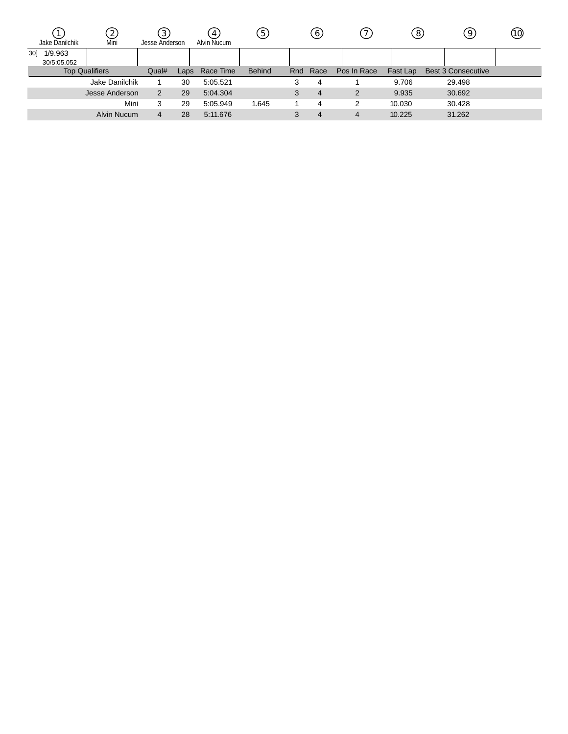| ① Jake Danilchik | ② Mini | ③ Jesse Anderson | ④ Alvin Nucum | ⑤ | ⑥ | ⑦ | ⑧ | ⑨ | ⑩ |
|---|---|---|---|---|---|---|---|---|---|
| 30] 1/9.963 30/5:05.052 | | | | | | | | | |

| Top Qualifiers | Qual# | Laps | Race Time | Behind | Rnd | Race | Pos In Race | Fast Lap | Best 3 Consecutive |
|---|---|---|---|---|---|---|---|---|---|
| Jake Danilchik | 1 | 30 | 5:05.521 | | 3 | 4 | 1 | 9.706 | 29.498 |
| Jesse Anderson | 2 | 29 | 5:04.304 | | 3 | 4 | 2 | 9.935 | 30.692 |
| Mini | 3 | 29 | 5:05.949 | 1.645 | 1 | 4 | 2 | 10.030 | 30.428 |
| Alvin Nucum | 4 | 28 | 5:11.676 | | 3 | 4 | 4 | 10.225 | 31.262 |